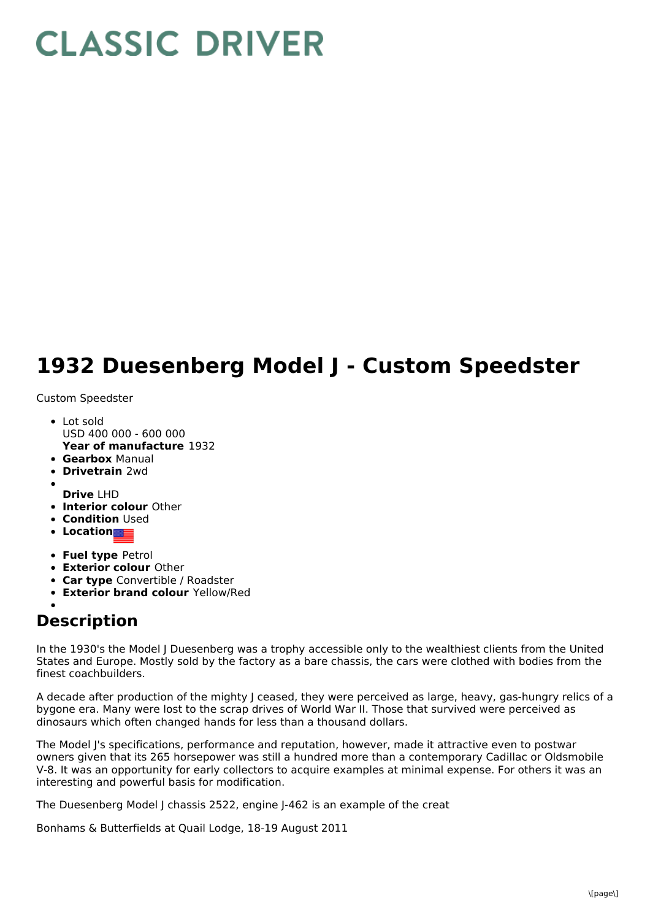# CLASSIC DRIVER

# 1932 Duesenberg Model J - Custom Speedster

Custom Speedster

- Lot sold
  USD 400 000 - 600 000
  **Year of manufacture** 1932
- **Gearbox** Manual
- **Drivetrain** 2wd
- **Drive** LHD
- **Interior colour** Other
- **Condition** Used
- **Location**
- **Fuel type** Petrol
- **Exterior colour** Other
- **Car type** Convertible / Roadster
- **Exterior brand colour** Yellow/Red

## Description

In the 1930's the Model J Duesenberg was a trophy accessible only to the wealthiest clients from the United States and Europe. Mostly sold by the factory as a bare chassis, the cars were clothed with bodies from the finest coachbuilders.

A decade after production of the mighty J ceased, they were perceived as large, heavy, gas-hungry relics of a bygone era. Many were lost to the scrap drives of World War II. Those that survived were perceived as dinosaurs which often changed hands for less than a thousand dollars.

The Model J's specifications, performance and reputation, however, made it attractive even to postwar owners given that its 265 horsepower was still a hundred more than a contemporary Cadillac or Oldsmobile V-8. It was an opportunity for early collectors to acquire examples at minimal expense. For others it was an interesting and powerful basis for modification.

The Duesenberg Model J chassis 2522, engine J-462 is an example of the creat

Bonhams & Butterfields at Quail Lodge, 18-19 August 2011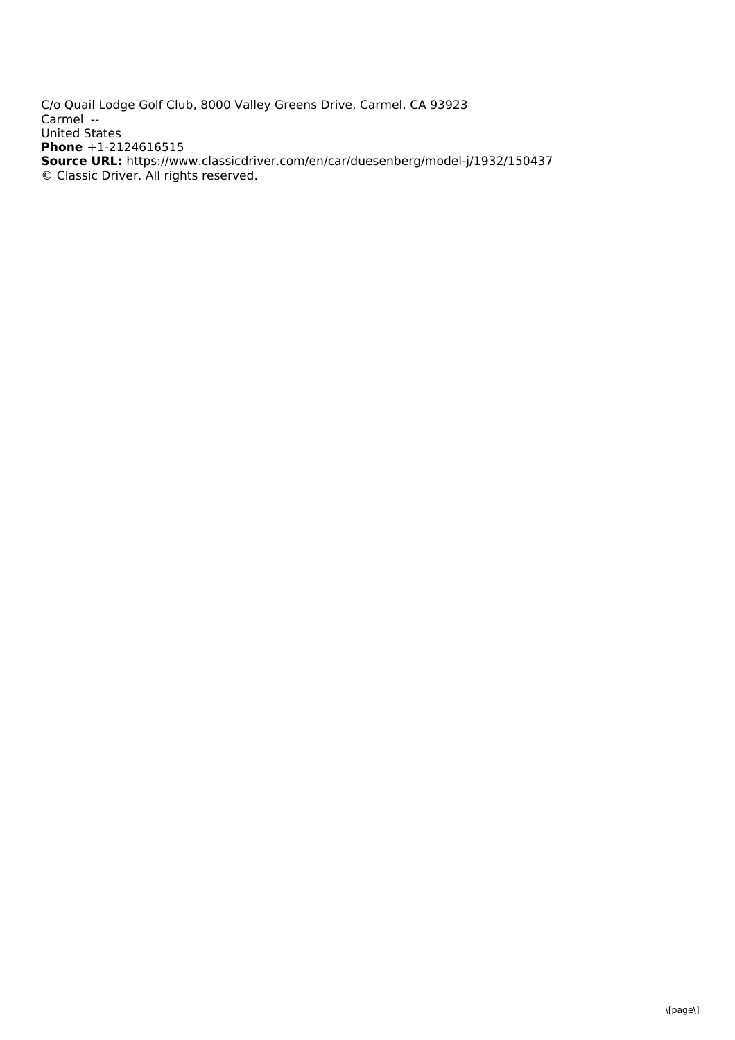C/o Quail Lodge Golf Club, 8000 Valley Greens Drive, Carmel, CA 93923
Carmel --
United States
**Phone** +1-2124616515
**Source URL:** https://www.classicdriver.com/en/car/duesenberg/model-j/1932/150437
© Classic Driver. All rights reserved.